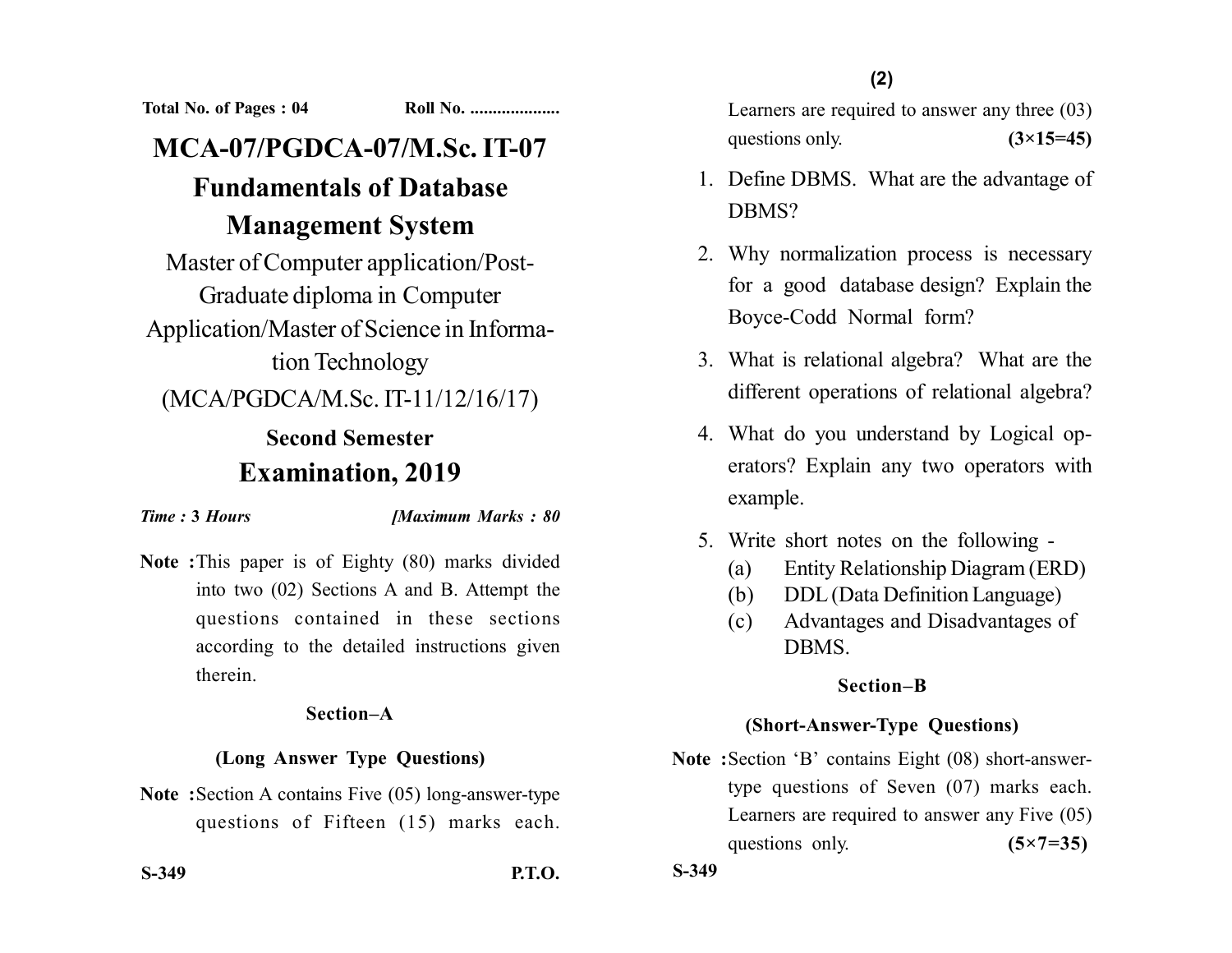Total No. of Pages : 04 Roll No. ....................

# MCA-07/PGDCA-07/M.Sc. IT-07

# Fundamentals of Database Management System

Master of Computer application/Post-Graduate diploma in Computer Application/Master of Science in Information Technology

(MCA/PGDCA/M.Sc. IT-11/12/16/17)

## Second Semester

## Examination, 2019

*Time : 3 Hours* *[Maximum Marks : 80*

**Note :** This paper is of Eighty (80) marks divided into two (02) Sections A and B. Attempt the questions contained in these sections according to the detailed instructions given therein.

### Section–A

### (Long Answer Type Questions)

**Note :** Section A contains Five (05) long-answer-type questions of Fifteen (15) marks each. Learners are required to answer any three (03) questions only. **(3×15=45)**

1. Define DBMS. What are the advantage of DBMS?
2. Why normalization process is necessary for a good database design? Explain the Boyce-Codd Normal form?
3. What is relational algebra? What are the different operations of relational algebra?
4. What do you understand by Logical operators? Explain any two operators with example.
5. Write short notes on the following -
   (a) Entity Relationship Diagram (ERD)
   (b) DDL (Data Definition Language)
   (c) Advantages and Disadvantages of DBMS.

### Section–B

### (Short-Answer-Type Questions)

**Note :** Section 'B' contains Eight (08) short-answer-type questions of Seven (07) marks each. Learners are required to answer any Five (05) questions only. **(5×7=35)**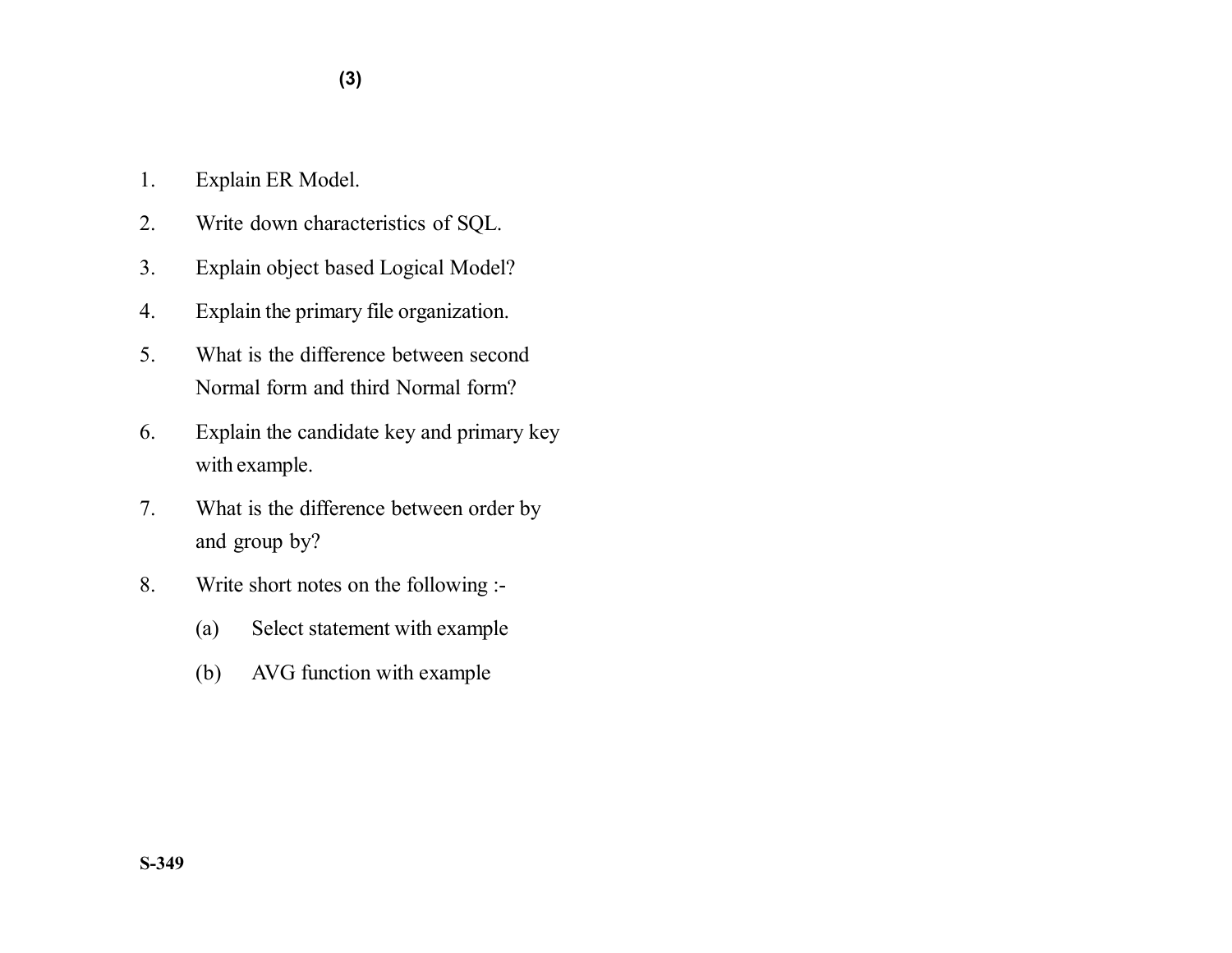1. Explain ER Model.
2. Write down characteristics of SQL.
3. Explain object based Logical Model?
4. Explain the primary file organization.
5. What is the difference between second Normal form and third Normal form?
6. Explain the candidate key and primary key with example.
7. What is the difference between order by and group by?
8. Write short notes on the following :-
   (a) Select statement with example
   (b) AVG function with example

S-349